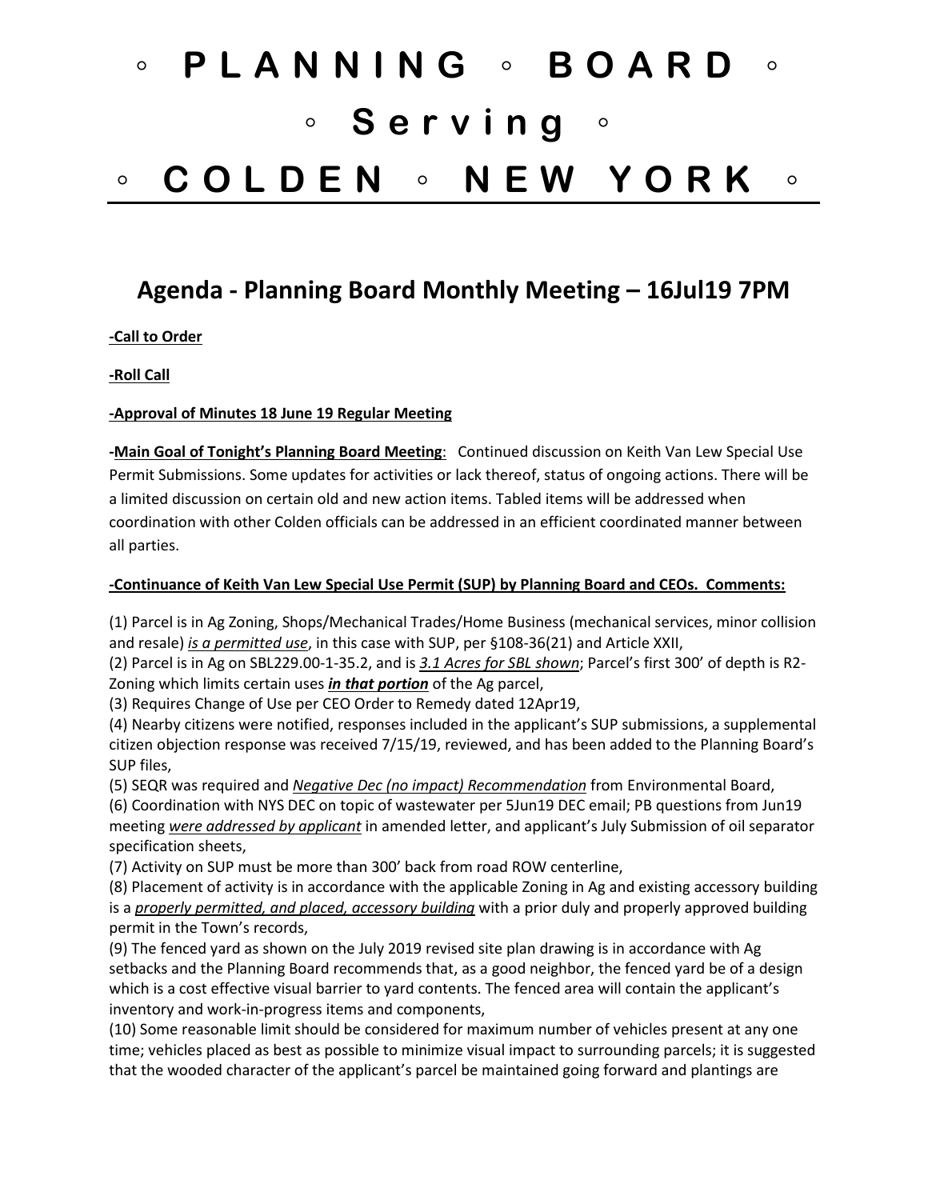# ◦ P L A N N I N G ◦ B O A R D ◦

# ◦ S e r v i n g ◦

# ◦ C O L D E N ◦ N E W Y O R K ◦

## Agenda - Planning Board Monthly Meeting – 16Jul19 7PM

**-Call to Order**

**-Roll Call**

**-Approval of Minutes 18 June 19 Regular Meeting**

**-Main Goal of Tonight's Planning Board Meeting**: Continued discussion on Keith Van Lew Special Use Permit Submissions. Some updates for activities or lack thereof, status of ongoing actions. There will be a limited discussion on certain old and new action items. Tabled items will be addressed when coordination with other Colden officials can be addressed in an efficient coordinated manner between all parties.

**-Continuance of Keith Van Lew Special Use Permit (SUP) by Planning Board and CEOs. Comments:**

(1) Parcel is in Ag Zoning, Shops/Mechanical Trades/Home Business (mechanical services, minor collision and resale) *is a permitted use*, in this case with SUP, per §108-36(21) and Article XXII,
(2) Parcel is in Ag on SBL229.00-1-35.2, and is *3.1 Acres for SBL shown*; Parcel's first 300' of depth is R2-Zoning which limits certain uses ***in that portion*** of the Ag parcel,
(3) Requires Change of Use per CEO Order to Remedy dated 12Apr19,
(4) Nearby citizens were notified, responses included in the applicant's SUP submissions, a supplemental citizen objection response was received 7/15/19, reviewed, and has been added to the Planning Board's SUP files,
(5) SEQR was required and *Negative Dec (no impact) Recommendation* from Environmental Board,
(6) Coordination with NYS DEC on topic of wastewater per 5Jun19 DEC email; PB questions from Jun19 meeting *were addressed by applicant* in amended letter, and applicant's July Submission of oil separator specification sheets,
(7) Activity on SUP must be more than 300' back from road ROW centerline,
(8) Placement of activity is in accordance with the applicable Zoning in Ag and existing accessory building is a *properly permitted, and placed, accessory building* with a prior duly and properly approved building permit in the Town's records,
(9) The fenced yard as shown on the July 2019 revised site plan drawing is in accordance with Ag setbacks and the Planning Board recommends that, as a good neighbor, the fenced yard be of a design which is a cost effective visual barrier to yard contents. The fenced area will contain the applicant's inventory and work-in-progress items and components,
(10) Some reasonable limit should be considered for maximum number of vehicles present at any one time; vehicles placed as best as possible to minimize visual impact to surrounding parcels; it is suggested that the wooded character of the applicant's parcel be maintained going forward and plantings are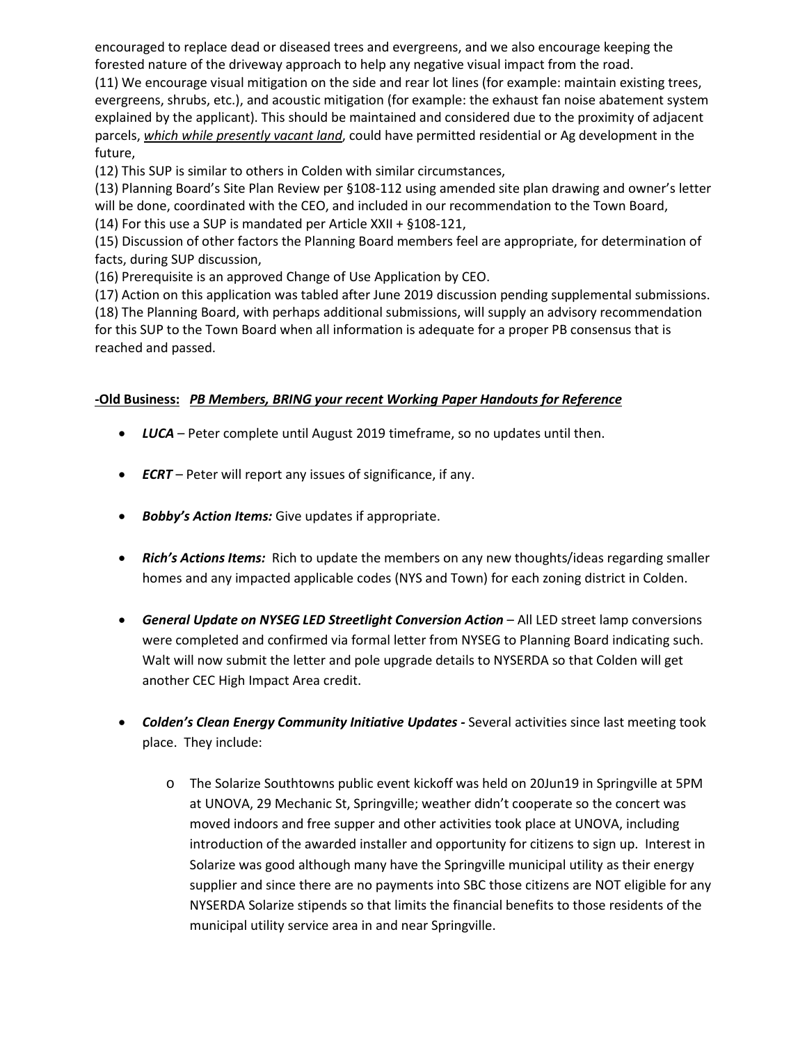encouraged to replace dead or diseased trees and evergreens, and we also encourage keeping the forested nature of the driveway approach to help any negative visual impact from the road.

(11) We encourage visual mitigation on the side and rear lot lines (for example: maintain existing trees, evergreens, shrubs, etc.), and acoustic mitigation (for example: the exhaust fan noise abatement system explained by the applicant). This should be maintained and considered due to the proximity of adjacent parcels, <u>*which while presently vacant land*</u>, could have permitted residential or Ag development in the future,

(12) This SUP is similar to others in Colden with similar circumstances,

(13) Planning Board's Site Plan Review per §108-112 using amended site plan drawing and owner's letter will be done, coordinated with the CEO, and included in our recommendation to the Town Board,

(14) For this use a SUP is mandated per Article XXII + §108-121,

(15) Discussion of other factors the Planning Board members feel are appropriate, for determination of facts, during SUP discussion,

(16) Prerequisite is an approved Change of Use Application by CEO.

(17) Action on this application was tabled after June 2019 discussion pending supplemental submissions.

(18) The Planning Board, with perhaps additional submissions, will supply an advisory recommendation for this SUP to the Town Board when all information is adequate for a proper PB consensus that is reached and passed.

**<u>-Old Business:</u>** <u>***PB Members, BRING your recent Working Paper Handouts for Reference***</u>

- ***LUCA*** – Peter complete until August 2019 timeframe, so no updates until then.
- ***ECRT*** – Peter will report any issues of significance, if any.
- ***Bobby's Action Items:*** Give updates if appropriate.
- ***Rich's Actions Items:*** Rich to update the members on any new thoughts/ideas regarding smaller homes and any impacted applicable codes (NYS and Town) for each zoning district in Colden.
- ***General Update on NYSEG LED Streetlight Conversion Action*** – All LED street lamp conversions were completed and confirmed via formal letter from NYSEG to Planning Board indicating such. Walt will now submit the letter and pole upgrade details to NYSERDA so that Colden will get another CEC High Impact Area credit.
- ***Colden's Clean Energy Community Initiative Updates -*** Several activities since last meeting took place. They include:
  - The Solarize Southtowns public event kickoff was held on 20Jun19 in Springville at 5PM at UNOVA, 29 Mechanic St, Springville; weather didn't cooperate so the concert was moved indoors and free supper and other activities took place at UNOVA, including introduction of the awarded installer and opportunity for citizens to sign up. Interest in Solarize was good although many have the Springville municipal utility as their energy supplier and since there are no payments into SBC those citizens are NOT eligible for any NYSERDA Solarize stipends so that limits the financial benefits to those residents of the municipal utility service area in and near Springville.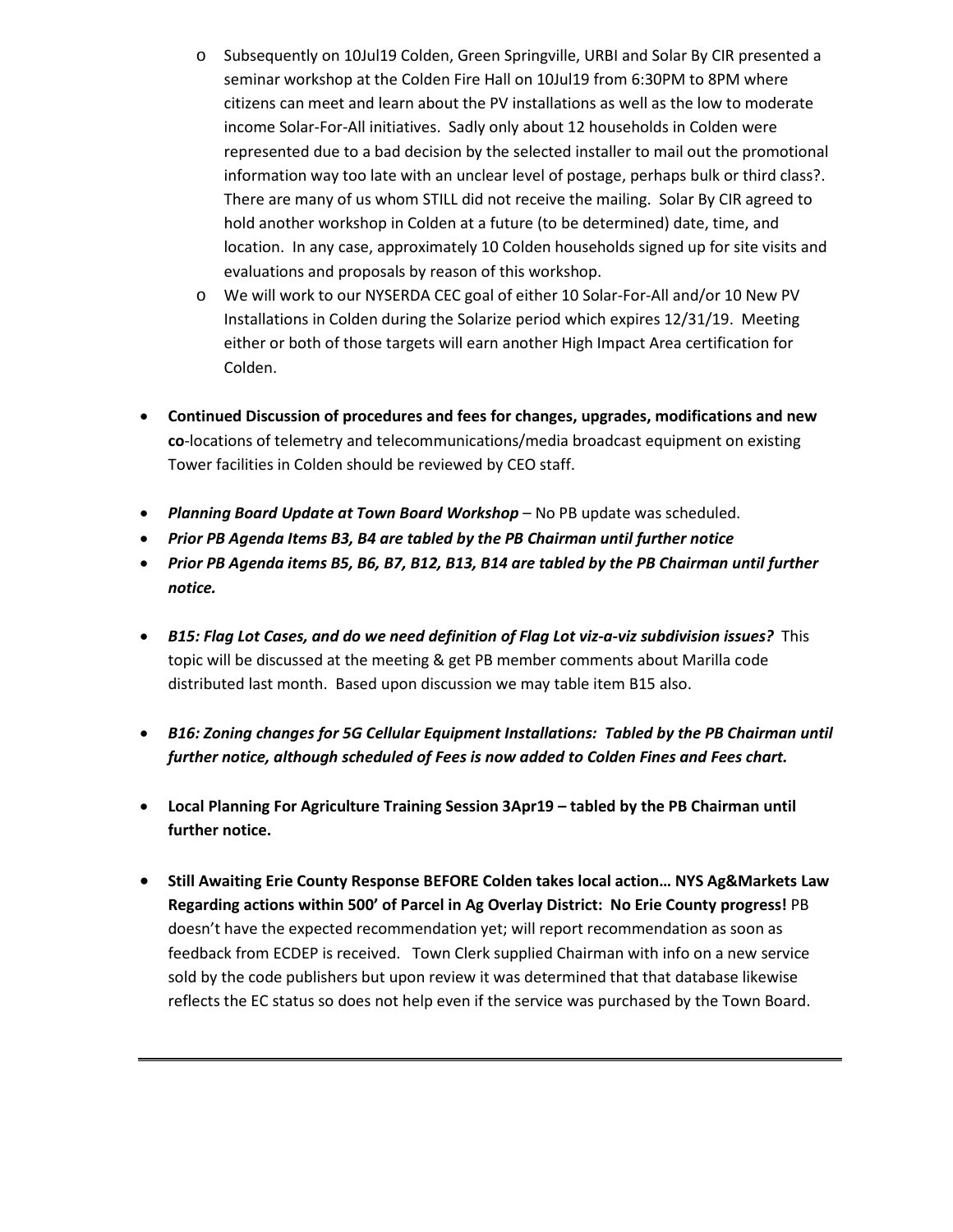- Subsequently on 10Jul19 Colden, Green Springville, URBI and Solar By CIR presented a seminar workshop at the Colden Fire Hall on 10Jul19 from 6:30PM to 8PM where citizens can meet and learn about the PV installations as well as the low to moderate income Solar-For-All initiatives. Sadly only about 12 households in Colden were represented due to a bad decision by the selected installer to mail out the promotional information way too late with an unclear level of postage, perhaps bulk or third class?. There are many of us whom STILL did not receive the mailing. Solar By CIR agreed to hold another workshop in Colden at a future (to be determined) date, time, and location. In any case, approximately 10 Colden households signed up for site visits and evaluations and proposals by reason of this workshop.
  - We will work to our NYSERDA CEC goal of either 10 Solar-For-All and/or 10 New PV Installations in Colden during the Solarize period which expires 12/31/19. Meeting either or both of those targets will earn another High Impact Area certification for Colden.

- **Continued Discussion of procedures and fees for changes, upgrades, modifications and new co**-locations of telemetry and telecommunications/media broadcast equipment on existing Tower facilities in Colden should be reviewed by CEO staff.

- ***Planning Board Update at Town Board Workshop*** – No PB update was scheduled.
- ***Prior PB Agenda Items B3, B4 are tabled by the PB Chairman until further notice***
- ***Prior PB Agenda items B5, B6, B7, B12, B13, B14 are tabled by the PB Chairman until further notice.***

- ***B15: Flag Lot Cases, and do we need definition of Flag Lot viz-a-viz subdivision issues?*** This topic will be discussed at the meeting & get PB member comments about Marilla code distributed last month. Based upon discussion we may table item B15 also.

- ***B16: Zoning changes for 5G Cellular Equipment Installations: Tabled by the PB Chairman until further notice, although scheduled of Fees is now added to Colden Fines and Fees chart.***

- **Local Planning For Agriculture Training Session 3Apr19 – tabled by the PB Chairman until further notice.**

- **Still Awaiting Erie County Response BEFORE Colden takes local action… NYS Ag&Markets Law Regarding actions within 500' of Parcel in Ag Overlay District: No Erie County progress!** PB doesn't have the expected recommendation yet; will report recommendation as soon as feedback from ECDEP is received. Town Clerk supplied Chairman with info on a new service sold by the code publishers but upon review it was determined that that database likewise reflects the EC status so does not help even if the service was purchased by the Town Board.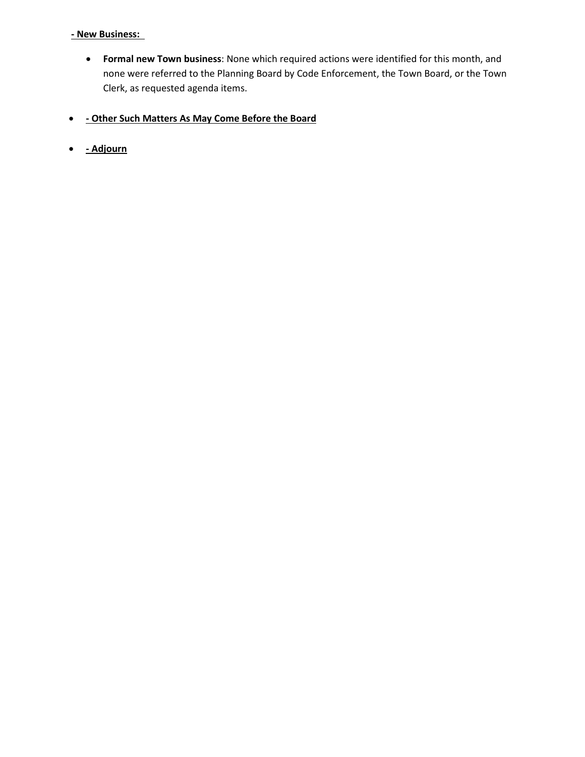**- New Business:**

- **Formal new Town business**: None which required actions were identified for this month, and none were referred to the Planning Board by Code Enforcement, the Town Board, or the Town Clerk, as requested agenda items.

- **- Other Such Matters As May Come Before the Board**

- **- Adjourn**